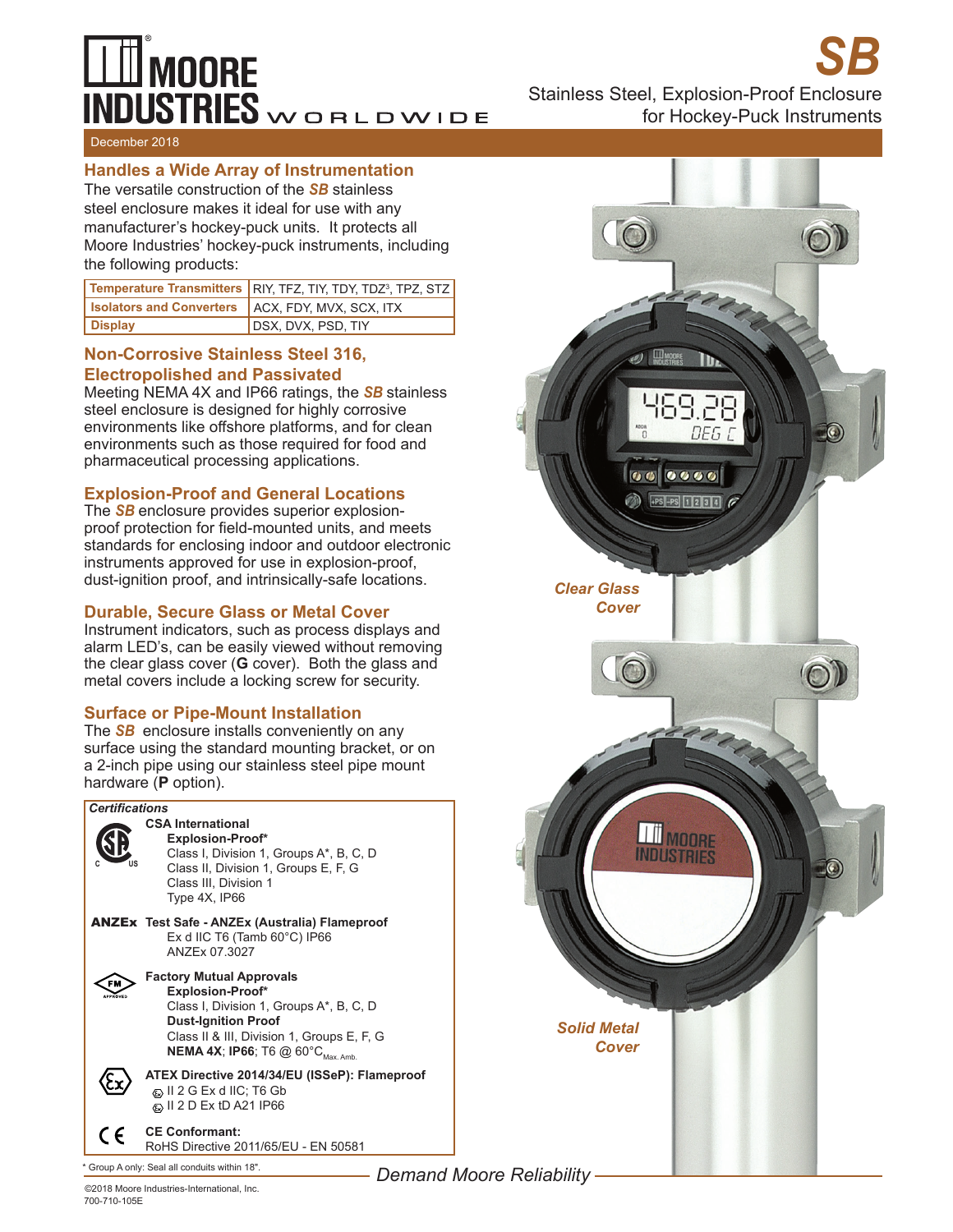# SB

Stainless Steel, Explosion-Proof Enclosure for Hockey-Puck Instruments

December 2018

## Handles a Wide Array of Instrumentation

The versatile construction of the ***SB*** stainless steel enclosure makes it ideal for use with any manufacturer's hockey-puck units. It protects all Moore Industries' hockey-puck instruments, including the following products:

| | |
|---|---|
| **Temperature Transmitters** | RIY, TFZ, TIY, TDY, TDZ[3], TPZ, STZ |
| **Isolators and Converters** | ACX, FDY, MVX, SCX, ITX |
| **Display** | DSX, DVX, PSD, TIY |

## Non-Corrosive Stainless Steel 316, Electropolished and Passivated

Meeting NEMA 4X and IP66 ratings, the ***SB*** stainless steel enclosure is designed for highly corrosive environments like offshore platforms, and for clean environments such as those required for food and pharmaceutical processing applications.

## Explosion-Proof and General Locations

The ***SB*** enclosure provides superior explosion-proof protection for field-mounted units, and meets standards for enclosing indoor and outdoor electronic instruments approved for use in explosion-proof, dust-ignition proof, and intrinsically-safe locations.

## Durable, Secure Glass or Metal Cover

Instrument indicators, such as process displays and alarm LED's, can be easily viewed without removing the clear glass cover (**G** cover). Both the glass and metal covers include a locking screw for security.

## Surface or Pipe-Mount Installation

The ***SB*** enclosure installs conveniently on any surface using the standard mounting bracket, or on a 2-inch pipe using our stainless steel pipe mount hardware (**P** option).

***Certifications***

**CSA International**
**Explosion-Proof***
Class I, Division 1, Groups A*, B, C, D
Class II, Division 1, Groups E, F, G
Class III, Division 1
Type 4X, IP66

**ANZEx Test Safe - ANZEx (Australia) Flameproof**
Ex d IIC T6 (Tamb 60°C) IP66
ANZEx 07.3027

**Factory Mutual Approvals**
**Explosion-Proof***
Class I, Division 1, Groups A*, B, C, D
**Dust-Ignition Proof**
Class II & III, Division 1, Groups E, F, G
**NEMA 4X**; **IP66**; T6 @ 60°C$_{\text{Max. Amb.}}$

**ATEX Directive 2014/34/EU (ISSeP): Flameproof**
II 2 G Ex d IIC; T6 Gb
II 2 D Ex tD A21 IP66

**CE Conformant:**
RoHS Directive 2011/65/EU - EN 50581

\* Group A only: Seal all conduits within 18".

*Clear Glass Cover*

*Solid Metal Cover*

*Demand Moore Reliability*

©2018 Moore Industries-International, Inc.
700-710-105E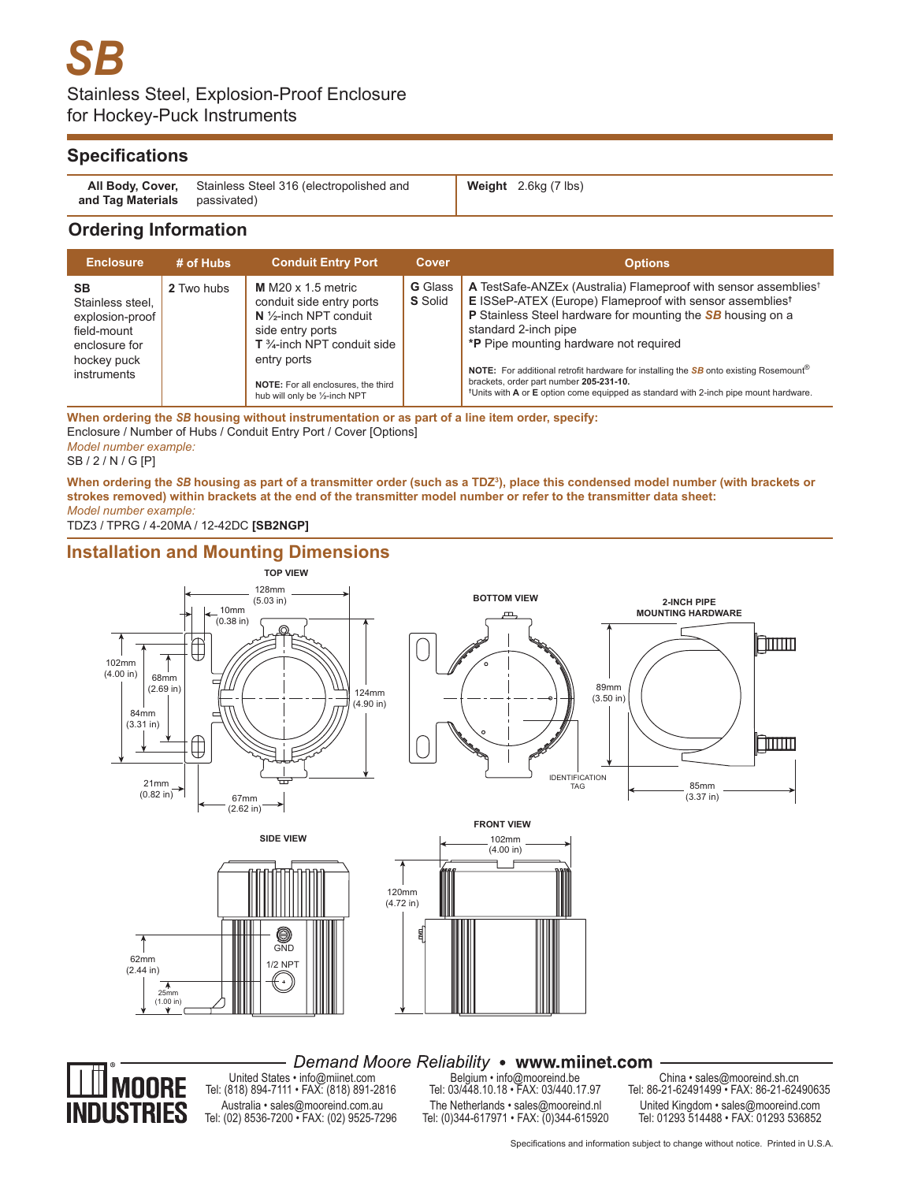# SB

Stainless Steel, Explosion-Proof Enclosure
for Hockey-Puck Instruments

## Specifications

| | | | |
|---|---|---|---|
| **All Body, Cover, and Tag Materials** | Stainless Steel 316 (electropolished and passivated) | **Weight** | 2.6kg (7 lbs) |

## Ordering Information

| Enclosure | # of Hubs | Conduit Entry Port | Cover | Options |
|---|---|---|---|---|
| **SB** Stainless steel, explosion-proof field-mount enclosure for hockey puck instruments | **2** Two hubs | **M** M20 x 1.5 metric conduit side entry ports<br>**N** ½-inch NPT conduit side entry ports<br>**T** ¾-inch NPT conduit side entry ports<br><br>**NOTE:** For all enclosures, the third hub will only be ½-inch NPT | **G** Glass<br>**S** Solid | **A** TestSafe-ANZEx (Australia) Flameproof with sensor assemblies†<br>**E** ISSeP-ATEX (Europe) Flameproof with sensor assemblies†<br>**P** Stainless Steel hardware for mounting the ***SB*** housing on a standard 2-inch pipe<br>***P** Pipe mounting hardware not required<br><br>**NOTE:** For additional retrofit hardware for installing the ***SB*** onto existing Rosemount® brackets, order part number **205-231-10.**<br>†Units with **A** or **E** option come equipped as standard with 2-inch pipe mount hardware. |

**When ordering the *SB* housing without instrumentation or as part of a line item order, specify:**
Enclosure / Number of Hubs / Conduit Entry Port / Cover [Options]
*Model number example:*
SB / 2 / N / G [P]

**When ordering the *SB* housing as part of a transmitter order (such as a TDZ3), place this condensed model number (with brackets or strokes removed) within brackets at the end of the transmitter model number or refer to the transmitter data sheet:**
*Model number example:*
TDZ3 / TPRG / 4-20MA / 12-42DC **[SB2NGP]**

## Installation and Mounting Dimensions

TOP VIEW
128mm (5.03 in)
10mm (0.38 in)
102mm (4.00 in)
68mm (2.69 in)
84mm (3.31 in)
124mm (4.90 in)
21mm (0.82 in)
67mm (2.62 in)

BOTTOM VIEW
IDENTIFICATION TAG

2-INCH PIPE MOUNTING HARDWARE
89mm (3.50 in)
85mm (3.37 in)

SIDE VIEW
GND
1/2 NPT
62mm (2.44 in)
25mm (1.00 in)

FRONT VIEW
102mm (4.00 in)
120mm (4.72 in)

*Demand Moore Reliability* • **www.miinet.com**

MOORE INDUSTRIES

United States • info@miinet.com
Tel: (818) 894-7111 • FAX: (818) 891-2816

Australia • sales@mooreind.com.au
Tel: (02) 8536-7200 • FAX: (02) 9525-7296

Belgium • info@mooreind.be
Tel: 03/448.10.18 • FAX: 03/440.17.97

The Netherlands • sales@mooreind.nl
Tel: (0)344-617971 • FAX: (0)344-615920

China • sales@mooreind.sh.cn
Tel: 86-21-62491499 • FAX: 86-21-62490635

United Kingdom • sales@mooreind.com
Tel: 01293 514488 • FAX: 01293 536852

Specifications and information subject to change without notice. Printed in U.S.A.